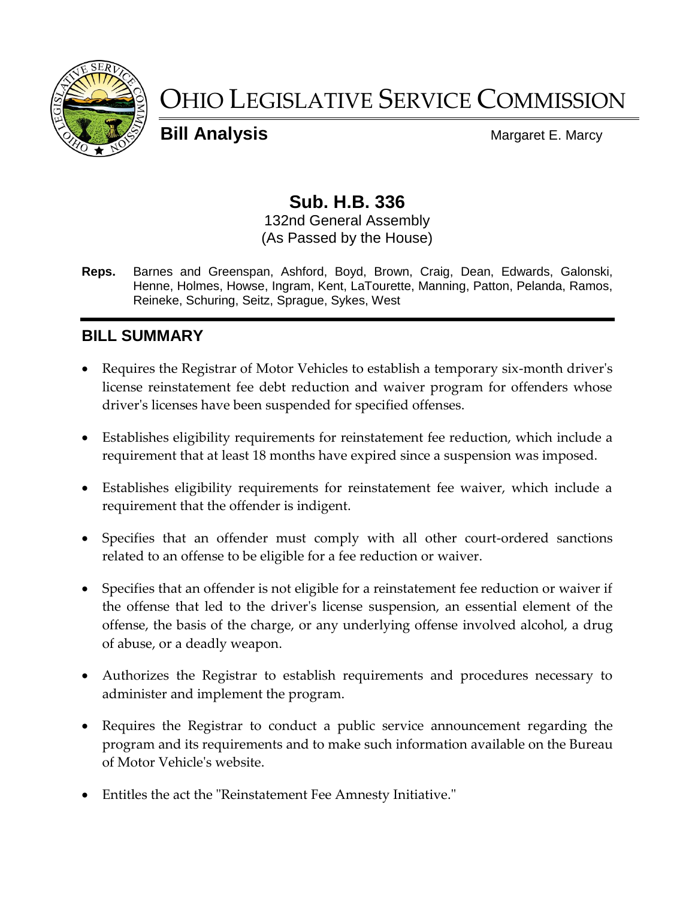# OHIO LEGISLATIVE SERVICE COMMISSION

**Bill Analysis** Margaret E. Marcy

## Sub. H.B. 336

132nd General Assembly
(As Passed by the House)

**Reps.** Barnes and Greenspan, Ashford, Boyd, Brown, Craig, Dean, Edwards, Galonski, Henne, Holmes, Howse, Ingram, Kent, LaTourette, Manning, Patton, Pelanda, Ramos, Reineke, Schuring, Seitz, Sprague, Sykes, West

## BILL SUMMARY

- Requires the Registrar of Motor Vehicles to establish a temporary six-month driver's license reinstatement fee debt reduction and waiver program for offenders whose driver's licenses have been suspended for specified offenses.
- Establishes eligibility requirements for reinstatement fee reduction, which include a requirement that at least 18 months have expired since a suspension was imposed.
- Establishes eligibility requirements for reinstatement fee waiver, which include a requirement that the offender is indigent.
- Specifies that an offender must comply with all other court-ordered sanctions related to an offense to be eligible for a fee reduction or waiver.
- Specifies that an offender is not eligible for a reinstatement fee reduction or waiver if the offense that led to the driver's license suspension, an essential element of the offense, the basis of the charge, or any underlying offense involved alcohol, a drug of abuse, or a deadly weapon.
- Authorizes the Registrar to establish requirements and procedures necessary to administer and implement the program.
- Requires the Registrar to conduct a public service announcement regarding the program and its requirements and to make such information available on the Bureau of Motor Vehicle's website.
- Entitles the act the "Reinstatement Fee Amnesty Initiative."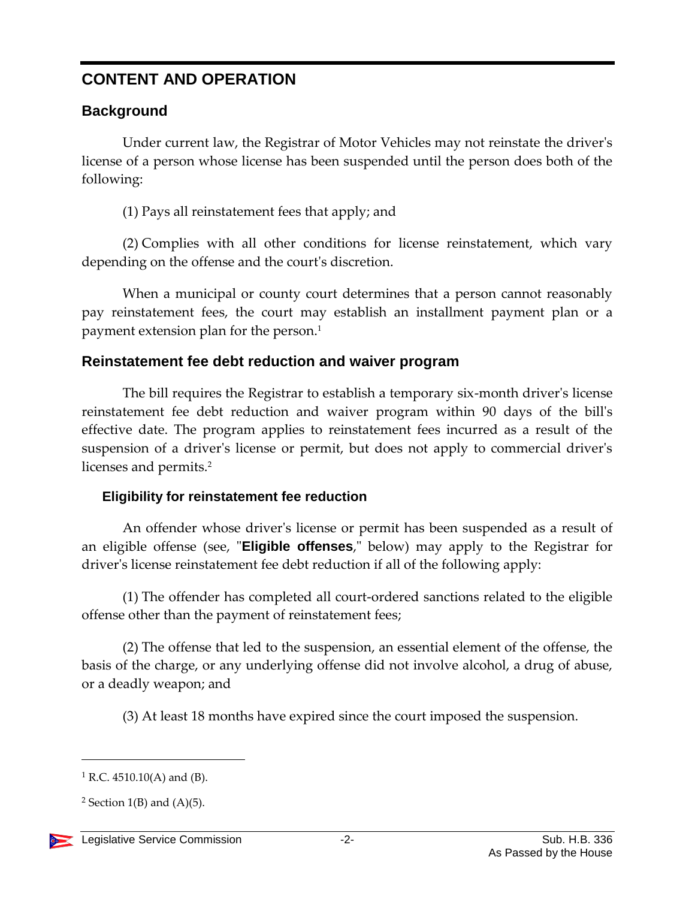## CONTENT AND OPERATION

### Background

Under current law, the Registrar of Motor Vehicles may not reinstate the driver's license of a person whose license has been suspended until the person does both of the following:

(1) Pays all reinstatement fees that apply; and

(2) Complies with all other conditions for license reinstatement, which vary depending on the offense and the court's discretion.

When a municipal or county court determines that a person cannot reasonably pay reinstatement fees, the court may establish an installment payment plan or a payment extension plan for the person.[1]

### Reinstatement fee debt reduction and waiver program

The bill requires the Registrar to establish a temporary six-month driver's license reinstatement fee debt reduction and waiver program within 90 days of the bill's effective date. The program applies to reinstatement fees incurred as a result of the suspension of a driver's license or permit, but does not apply to commercial driver's licenses and permits.[2]

#### Eligibility for reinstatement fee reduction

An offender whose driver's license or permit has been suspended as a result of an eligible offense (see, "**Eligible offenses**," below) may apply to the Registrar for driver's license reinstatement fee debt reduction if all of the following apply:

(1) The offender has completed all court-ordered sanctions related to the eligible offense other than the payment of reinstatement fees;

(2) The offense that led to the suspension, an essential element of the offense, the basis of the charge, or any underlying offense did not involve alcohol, a drug of abuse, or a deadly weapon; and

(3) At least 18 months have expired since the court imposed the suspension.

---

[1] R.C. 4510.10(A) and (B).

[2] Section 1(B) and (A)(5).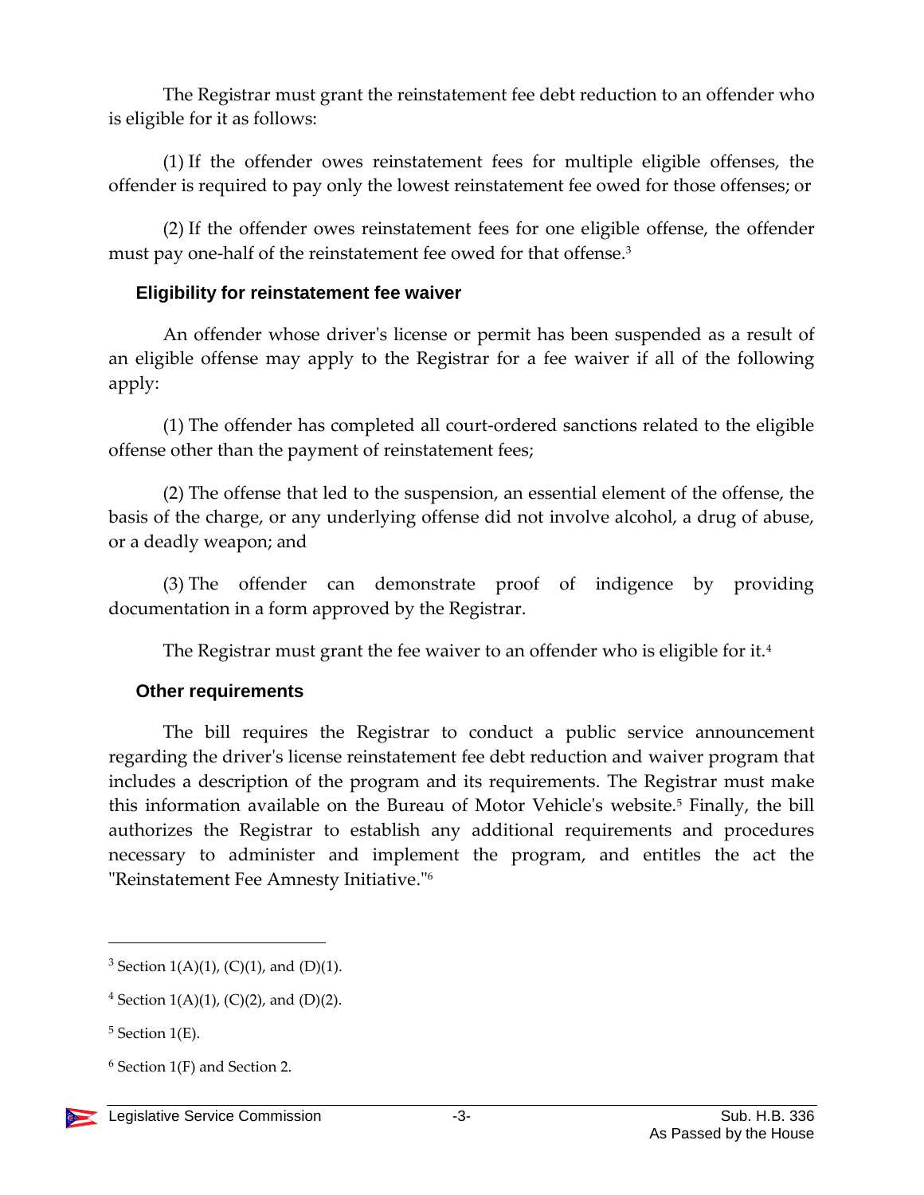The Registrar must grant the reinstatement fee debt reduction to an offender who is eligible for it as follows:

(1) If the offender owes reinstatement fees for multiple eligible offenses, the offender is required to pay only the lowest reinstatement fee owed for those offenses; or

(2) If the offender owes reinstatement fees for one eligible offense, the offender must pay one-half of the reinstatement fee owed for that offense.[3]

### Eligibility for reinstatement fee waiver

An offender whose driver's license or permit has been suspended as a result of an eligible offense may apply to the Registrar for a fee waiver if all of the following apply:

(1) The offender has completed all court-ordered sanctions related to the eligible offense other than the payment of reinstatement fees;

(2) The offense that led to the suspension, an essential element of the offense, the basis of the charge, or any underlying offense did not involve alcohol, a drug of abuse, or a deadly weapon; and

(3) The offender can demonstrate proof of indigence by providing documentation in a form approved by the Registrar.

The Registrar must grant the fee waiver to an offender who is eligible for it.[4]

### Other requirements

The bill requires the Registrar to conduct a public service announcement regarding the driver's license reinstatement fee debt reduction and waiver program that includes a description of the program and its requirements. The Registrar must make this information available on the Bureau of Motor Vehicle's website.[5] Finally, the bill authorizes the Registrar to establish any additional requirements and procedures necessary to administer and implement the program, and entitles the act the "Reinstatement Fee Amnesty Initiative."[6]

---

[3] Section 1(A)(1), (C)(1), and (D)(1).

[4] Section 1(A)(1), (C)(2), and (D)(2).

[5] Section 1(E).

[6] Section 1(F) and Section 2.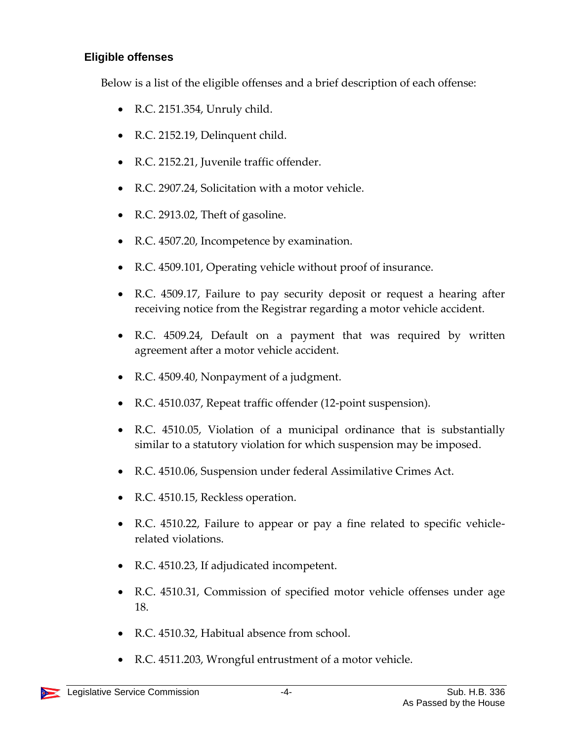### Eligible offenses

Below is a list of the eligible offenses and a brief description of each offense:

- R.C. 2151.354, Unruly child.
- R.C. 2152.19, Delinquent child.
- R.C. 2152.21, Juvenile traffic offender.
- R.C. 2907.24, Solicitation with a motor vehicle.
- R.C. 2913.02, Theft of gasoline.
- R.C. 4507.20, Incompetence by examination.
- R.C. 4509.101, Operating vehicle without proof of insurance.
- R.C. 4509.17, Failure to pay security deposit or request a hearing after receiving notice from the Registrar regarding a motor vehicle accident.
- R.C. 4509.24, Default on a payment that was required by written agreement after a motor vehicle accident.
- R.C. 4509.40, Nonpayment of a judgment.
- R.C. 4510.037, Repeat traffic offender (12-point suspension).
- R.C. 4510.05, Violation of a municipal ordinance that is substantially similar to a statutory violation for which suspension may be imposed.
- R.C. 4510.06, Suspension under federal Assimilative Crimes Act.
- R.C. 4510.15, Reckless operation.
- R.C. 4510.22, Failure to appear or pay a fine related to specific vehicle-related violations.
- R.C. 4510.23, If adjudicated incompetent.
- R.C. 4510.31, Commission of specified motor vehicle offenses under age 18.
- R.C. 4510.32, Habitual absence from school.
- R.C. 4511.203, Wrongful entrustment of a motor vehicle.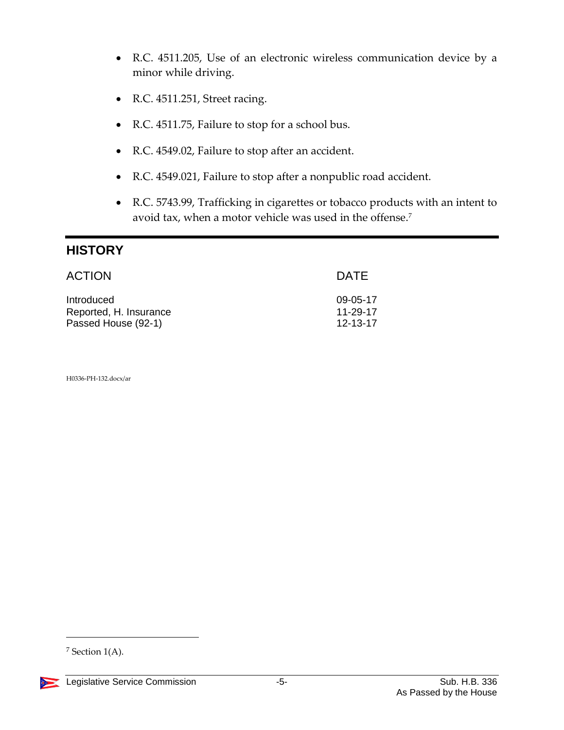- R.C. 4511.205, Use of an electronic wireless communication device by a minor while driving.
- R.C. 4511.251, Street racing.
- R.C. 4511.75, Failure to stop for a school bus.
- R.C. 4549.02, Failure to stop after an accident.
- R.C. 4549.021, Failure to stop after a nonpublic road accident.
- R.C. 5743.99, Trafficking in cigarettes or tobacco products with an intent to avoid tax, when a motor vehicle was used in the offense.[7]

## HISTORY

| ACTION | DATE |
|---|---|
| Introduced | 09-05-17 |
| Reported, H. Insurance | 11-29-17 |
| Passed House (92-1) | 12-13-17 |

H0336-PH-132.docx/ar

[7] Section 1(A).